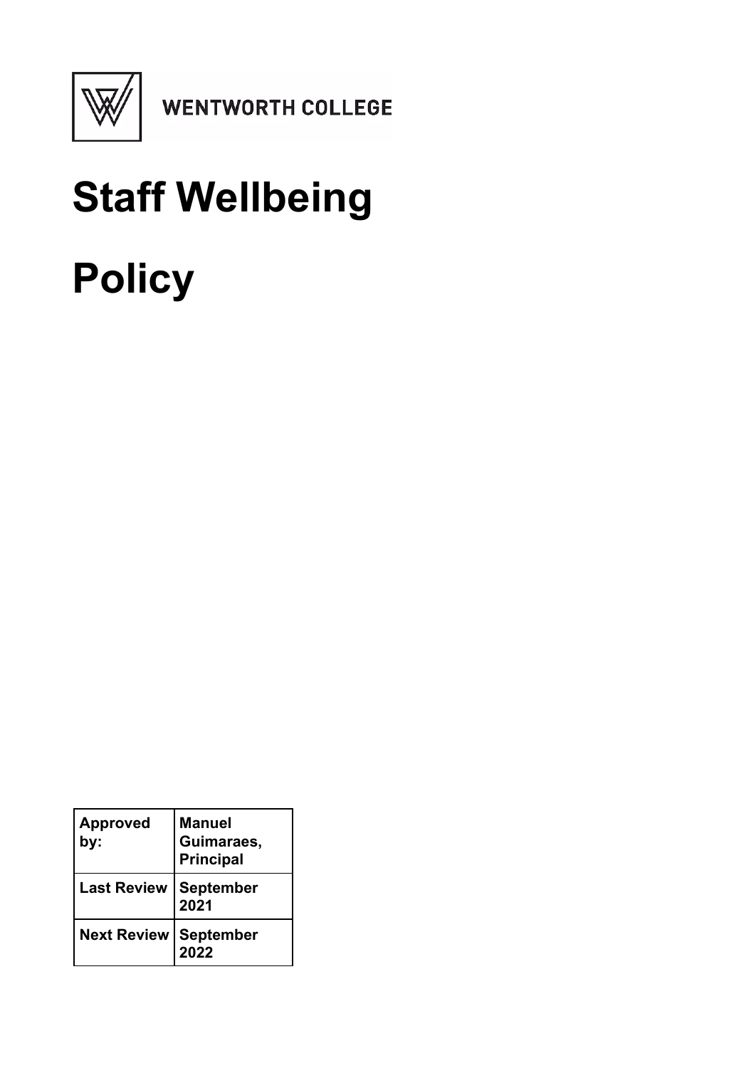WENTWORTH COLLEGE

# Staff Wellbeing Policy

| Approved by: | Manuel Guimaraes, Principal |
| --- | --- |
| Last Review | September 2021 |
| Next Review | September 2022 |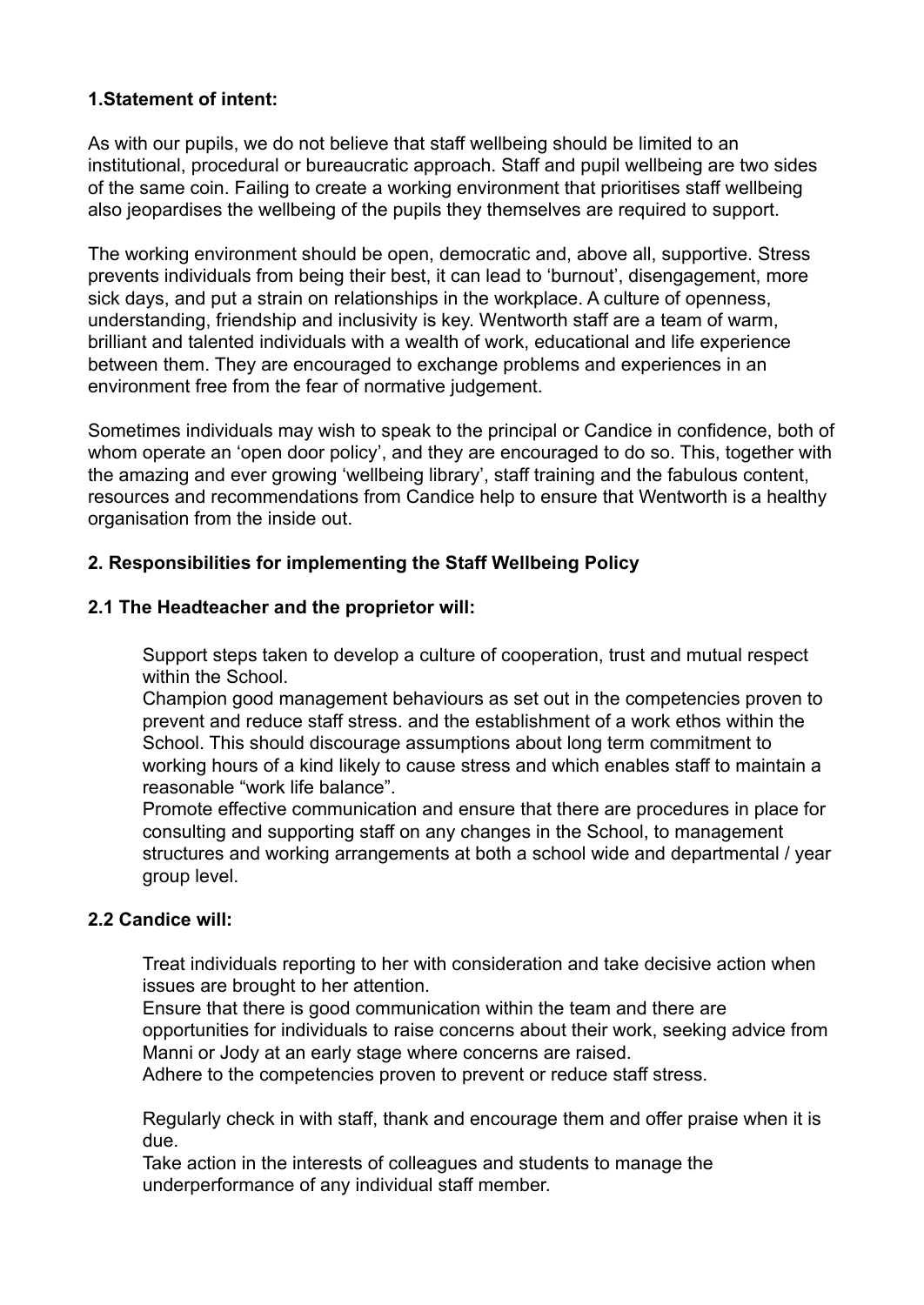**1.Statement of intent:**

As with our pupils, we do not believe that staff wellbeing should be limited to an institutional, procedural or bureaucratic approach. Staff and pupil wellbeing are two sides of the same coin. Failing to create a working environment that prioritises staff wellbeing also jeopardises the wellbeing of the pupils they themselves are required to support.

The working environment should be open, democratic and, above all, supportive. Stress prevents individuals from being their best, it can lead to 'burnout', disengagement, more sick days, and put a strain on relationships in the workplace. A culture of openness, understanding, friendship and inclusivity is key. Wentworth staff are a team of warm, brilliant and talented individuals with a wealth of work, educational and life experience between them. They are encouraged to exchange problems and experiences in an environment free from the fear of normative judgement.

Sometimes individuals may wish to speak to the principal or Candice in confidence, both of whom operate an 'open door policy', and they are encouraged to do so. This, together with the amazing and ever growing 'wellbeing library', staff training and the fabulous content, resources and recommendations from Candice help to ensure that Wentworth is a healthy organisation from the inside out.

**2. Responsibilities for implementing the Staff Wellbeing Policy**

**2.1 The Headteacher and the proprietor will:**

Support steps taken to develop a culture of cooperation, trust and mutual respect within the School.

Champion good management behaviours as set out in the competencies proven to prevent and reduce staff stress. and the establishment of a work ethos within the School. This should discourage assumptions about long term commitment to working hours of a kind likely to cause stress and which enables staff to maintain a reasonable "work life balance".

Promote effective communication and ensure that there are procedures in place for consulting and supporting staff on any changes in the School, to management structures and working arrangements at both a school wide and departmental / year group level.

**2.2 Candice will:**

Treat individuals reporting to her with consideration and take decisive action when issues are brought to her attention.

Ensure that there is good communication within the team and there are opportunities for individuals to raise concerns about their work, seeking advice from Manni or Jody at an early stage where concerns are raised.

Adhere to the competencies proven to prevent or reduce staff stress.

Regularly check in with staff, thank and encourage them and offer praise when it is due.

Take action in the interests of colleagues and students to manage the underperformance of any individual staff member.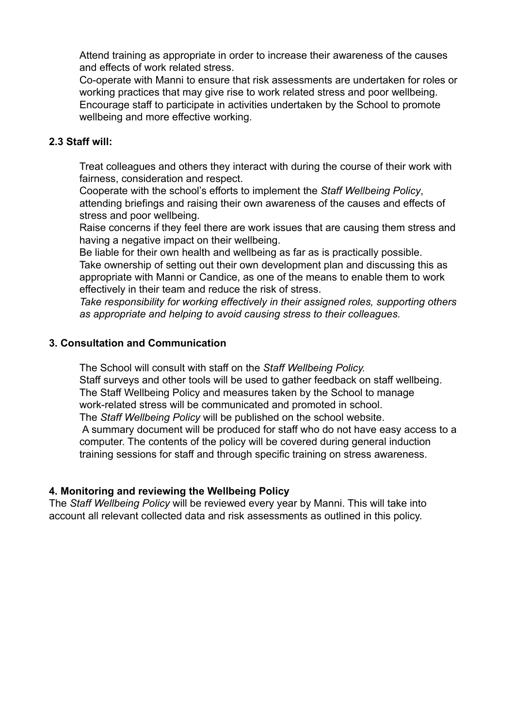Attend training as appropriate in order to increase their awareness of the causes and effects of work related stress.

Co-operate with Manni to ensure that risk assessments are undertaken for roles or working practices that may give rise to work related stress and poor wellbeing.

Encourage staff to participate in activities undertaken by the School to promote wellbeing and more effective working.

### 2.3 Staff will:

Treat colleagues and others they interact with during the course of their work with fairness, consideration and respect.

Cooperate with the school's efforts to implement the *Staff Wellbeing Policy*, attending briefings and raising their own awareness of the causes and effects of stress and poor wellbeing.

Raise concerns if they feel there are work issues that are causing them stress and having a negative impact on their wellbeing.

Be liable for their own health and wellbeing as far as is practically possible.

Take ownership of setting out their own development plan and discussing this as appropriate with Manni or Candice, as one of the means to enable them to work effectively in their team and reduce the risk of stress.

*Take responsibility for working effectively in their assigned roles, supporting others as appropriate and helping to avoid causing stress to their colleagues.*

## 3. Consultation and Communication

The School will consult with staff on the *Staff Wellbeing Policy.*

Staff surveys and other tools will be used to gather feedback on staff wellbeing.

The Staff Wellbeing Policy and measures taken by the School to manage work-related stress will be communicated and promoted in school.

The *Staff Wellbeing Policy* will be published on the school website.

A summary document will be produced for staff who do not have easy access to a computer. The contents of the policy will be covered during general induction training sessions for staff and through specific training on stress awareness.

## 4. Monitoring and reviewing the Wellbeing Policy

The *Staff Wellbeing Policy* will be reviewed every year by Manni. This will take into account all relevant collected data and risk assessments as outlined in this policy.